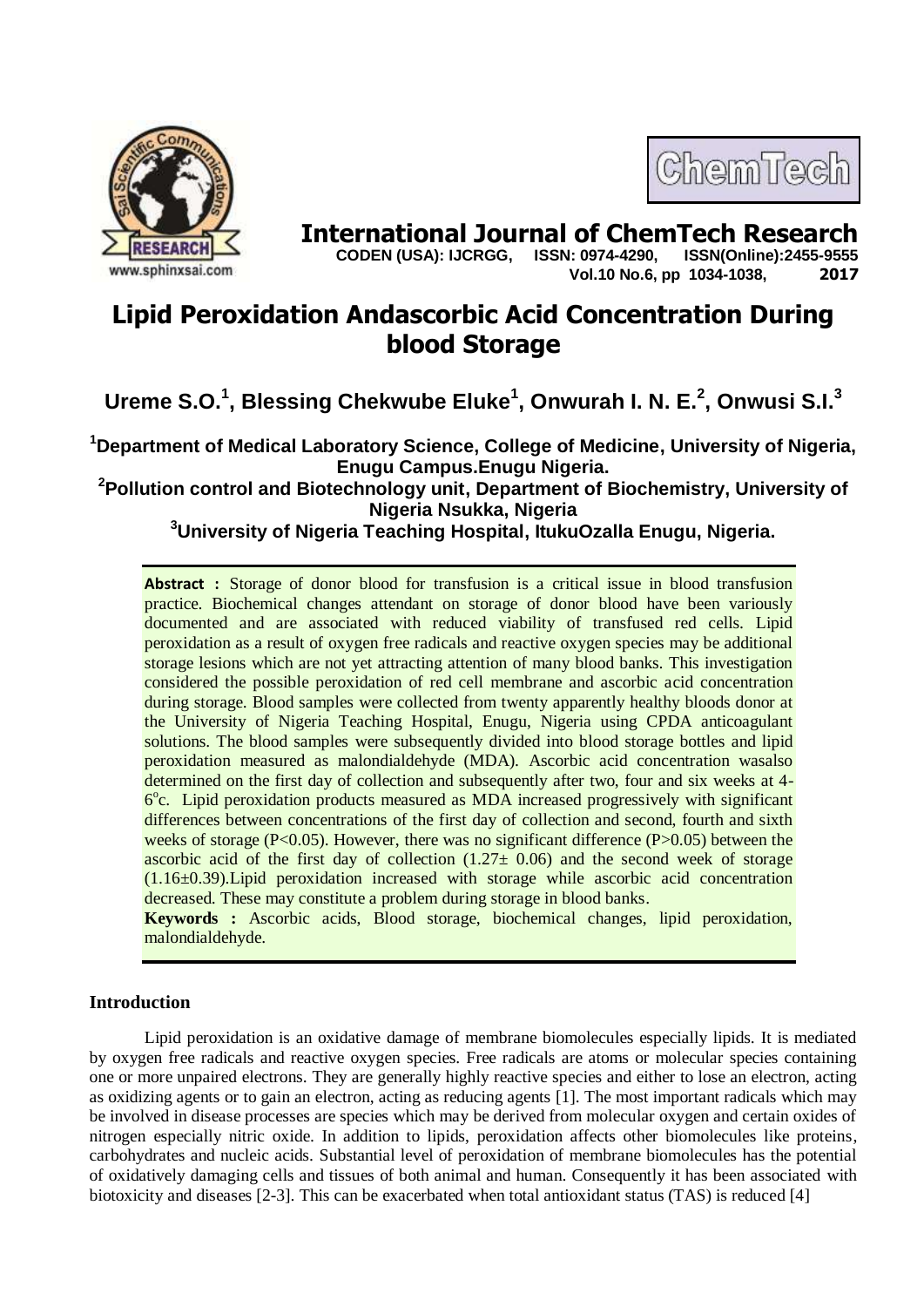# International Journal of ChemTech Research

**CODEN (USA): IJCRGG, ISSN: 0974-4290, ISSN(Online):2455-9555**
**Vol.10 No.6, pp 1034-1038, 2017**

# Lipid Peroxidation Andascorbic Acid Concentration During blood Storage

**Ureme S.O.[1], Blessing Chekwube Eluke[1], Onwurah I. N. E.[2], Onwusi S.I.[3]**

**[1]Department of Medical Laboratory Science, College of Medicine, University of Nigeria, Enugu Campus.Enugu Nigeria.**
**[2]Pollution control and Biotechnology unit, Department of Biochemistry, University of Nigeria Nsukka, Nigeria**
**[3]University of Nigeria Teaching Hospital, ItukuOzalla Enugu, Nigeria.**

**Abstract :** Storage of donor blood for transfusion is a critical issue in blood transfusion practice. Biochemical changes attendant on storage of donor blood have been variously documented and are associated with reduced viability of transfused red cells. Lipid peroxidation as a result of oxygen free radicals and reactive oxygen species may be additional storage lesions which are not yet attracting attention of many blood banks. This investigation considered the possible peroxidation of red cell membrane and ascorbic acid concentration during storage. Blood samples were collected from twenty apparently healthy bloods donor at the University of Nigeria Teaching Hospital, Enugu, Nigeria using CPDA anticoagulant solutions. The blood samples were subsequently divided into blood storage bottles and lipid peroxidation measured as malondialdehyde (MDA). Ascorbic acid concentration wasalso determined on the first day of collection and subsequently after two, four and six weeks at 4-6$^{o}$c. Lipid peroxidation products measured as MDA increased progressively with significant differences between concentrations of the first day of collection and second, fourth and sixth weeks of storage ($P<0.05$). However, there was no significant difference ($P>0.05$) between the ascorbic acid of the first day of collection ($1.27\pm 0.06$) and the second week of storage ($1.16\pm0.39$).Lipid peroxidation increased with storage while ascorbic acid concentration decreased. These may constitute a problem during storage in blood banks.

**Keywords :** Ascorbic acids, Blood storage, biochemical changes, lipid peroxidation, malondialdehyde.

## Introduction

Lipid peroxidation is an oxidative damage of membrane biomolecules especially lipids. It is mediated by oxygen free radicals and reactive oxygen species. Free radicals are atoms or molecular species containing one or more unpaired electrons. They are generally highly reactive species and either to lose an electron, acting as oxidizing agents or to gain an electron, acting as reducing agents [1]. The most important radicals which may be involved in disease processes are species which may be derived from molecular oxygen and certain oxides of nitrogen especially nitric oxide. In addition to lipids, peroxidation affects other biomolecules like proteins, carbohydrates and nucleic acids. Substantial level of peroxidation of membrane biomolecules has the potential of oxidatively damaging cells and tissues of both animal and human. Consequently it has been associated with biotoxicity and diseases [2-3]. This can be exacerbated when total antioxidant status (TAS) is reduced [4]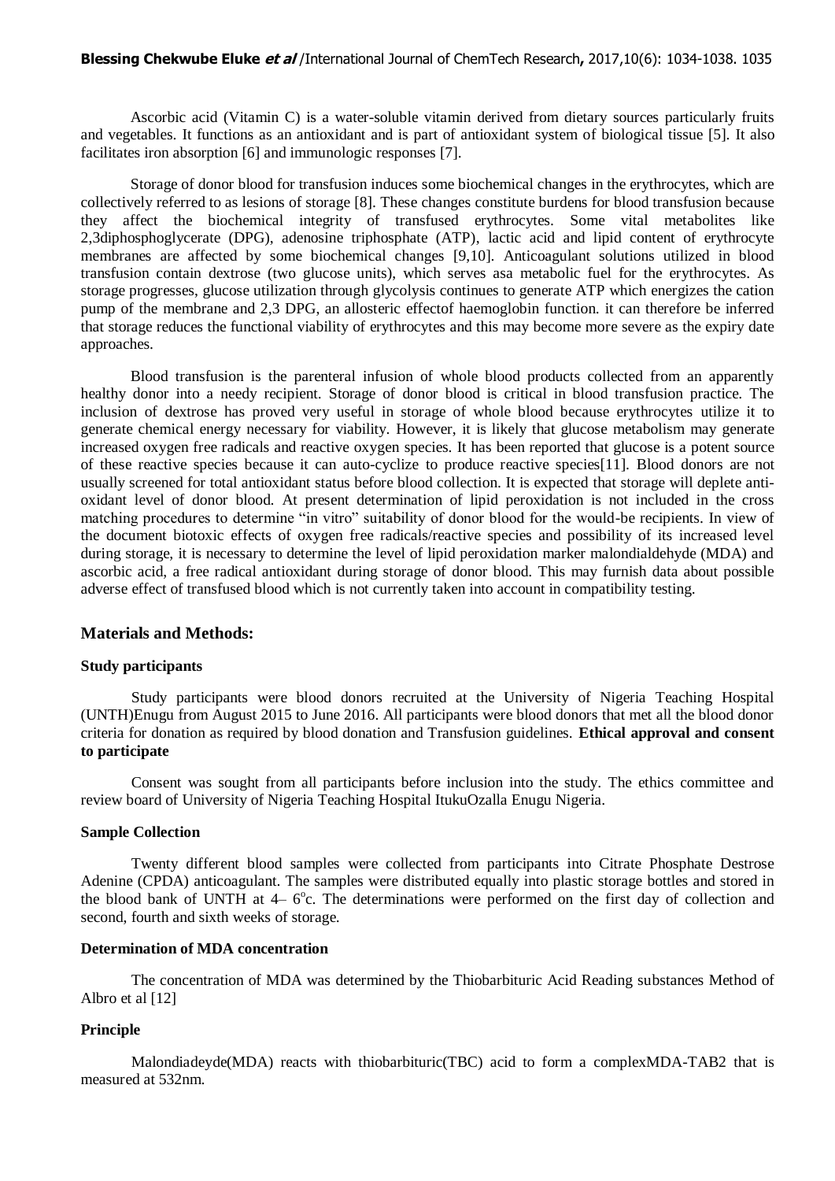Ascorbic acid (Vitamin C) is a water-soluble vitamin derived from dietary sources particularly fruits and vegetables. It functions as an antioxidant and is part of antioxidant system of biological tissue [5]. It also facilitates iron absorption [6] and immunologic responses [7].

Storage of donor blood for transfusion induces some biochemical changes in the erythrocytes, which are collectively referred to as lesions of storage [8]. These changes constitute burdens for blood transfusion because they affect the biochemical integrity of transfused erythrocytes. Some vital metabolites like 2,3diphosphoglycerate (DPG), adenosine triphosphate (ATP), lactic acid and lipid content of erythrocyte membranes are affected by some biochemical changes [9,10]. Anticoagulant solutions utilized in blood transfusion contain dextrose (two glucose units), which serves asa metabolic fuel for the erythrocytes. As storage progresses, glucose utilization through glycolysis continues to generate ATP which energizes the cation pump of the membrane and 2,3 DPG, an allosteric effectof haemoglobin function. it can therefore be inferred that storage reduces the functional viability of erythrocytes and this may become more severe as the expiry date approaches.

Blood transfusion is the parenteral infusion of whole blood products collected from an apparently healthy donor into a needy recipient. Storage of donor blood is critical in blood transfusion practice. The inclusion of dextrose has proved very useful in storage of whole blood because erythrocytes utilize it to generate chemical energy necessary for viability. However, it is likely that glucose metabolism may generate increased oxygen free radicals and reactive oxygen species. It has been reported that glucose is a potent source of these reactive species because it can auto-cyclize to produce reactive species[11]. Blood donors are not usually screened for total antioxidant status before blood collection. It is expected that storage will deplete anti-oxidant level of donor blood. At present determination of lipid peroxidation is not included in the cross matching procedures to determine "in vitro" suitability of donor blood for the would-be recipients. In view of the document biotoxic effects of oxygen free radicals/reactive species and possibility of its increased level during storage, it is necessary to determine the level of lipid peroxidation marker malondialdehyde (MDA) and ascorbic acid, a free radical antioxidant during storage of donor blood. This may furnish data about possible adverse effect of transfused blood which is not currently taken into account in compatibility testing.

## Materials and Methods:

### Study participants

Study participants were blood donors recruited at the University of Nigeria Teaching Hospital (UNTH)Enugu from August 2015 to June 2016. All participants were blood donors that met all the blood donor criteria for donation as required by blood donation and Transfusion guidelines. **Ethical approval and consent to participate**

Consent was sought from all participants before inclusion into the study. The ethics committee and review board of University of Nigeria Teaching Hospital ItukuOzalla Enugu Nigeria.

### Sample Collection

Twenty different blood samples were collected from participants into Citrate Phosphate Destrose Adenine (CPDA) anticoagulant. The samples were distributed equally into plastic storage bottles and stored in the blood bank of UNTH at 4– 6$^o$c. The determinations were performed on the first day of collection and second, fourth and sixth weeks of storage.

### Determination of MDA concentration

The concentration of MDA was determined by the Thiobarbituric Acid Reading substances Method of Albro et al [12]

### Principle

Malondiadeyde(MDA) reacts with thiobarbituric(TBC) acid to form a complexMDA-TAB2 that is measured at 532nm.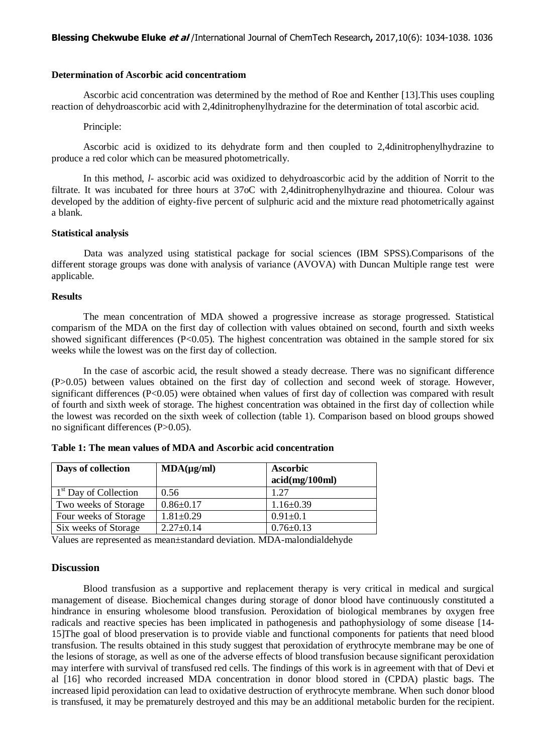**Determination of Ascorbic acid concentratiom**

Ascorbic acid concentration was determined by the method of Roe and Kenther [13].This uses coupling reaction of dehydroascorbic acid with 2,4dinitrophenylhydrazine for the determination of total ascorbic acid.

Principle:

Ascorbic acid is oxidized to its dehydrate form and then coupled to 2,4dinitrophenylhydrazine to produce a red color which can be measured photometrically.

In this method, *l*- ascorbic acid was oxidized to dehydroascorbic acid by the addition of Norrit to the filtrate. It was incubated for three hours at 37oC with 2,4dinitrophenylhydrazine and thiourea. Colour was developed by the addition of eighty-five percent of sulphuric acid and the mixture read photometrically against a blank.

**Statistical analysis**

Data was analyzed using statistical package for social sciences (IBM SPSS).Comparisons of the different storage groups was done with analysis of variance (AVOVA) with Duncan Multiple range test were applicable.

**Results**

The mean concentration of MDA showed a progressive increase as storage progressed. Statistical comparism of the MDA on the first day of collection with values obtained on second, fourth and sixth weeks showed significant differences ($P<0.05$). The highest concentration was obtained in the sample stored for six weeks while the lowest was on the first day of collection.

In the case of ascorbic acid, the result showed a steady decrease. There was no significant difference ($P>0.05$) between values obtained on the first day of collection and second week of storage. However, significant differences ($P<0.05$) were obtained when values of first day of collection was compared with result of fourth and sixth week of storage. The highest concentration was obtained in the first day of collection while the lowest was recorded on the sixth week of collection (table 1). Comparison based on blood groups showed no significant differences ($P>0.05$).

**Table 1: The mean values of MDA and Ascorbic acid concentration**

| Days of collection | MDA(μg/ml) | Ascorbic acid(mg/100ml) |
|---|---|---|
| 1st Day of Collection | 0.56 | 1.27 |
| Two weeks of Storage | 0.86±0.17 | 1.16±0.39 |
| Four weeks of Storage | 1.81±0.29 | 0.91±0.1 |
| Six weeks of Storage | 2.27±0.14 | 0.76±0.13 |

Values are represented as mean±standard deviation. MDA-malondialdehyde

## Discussion

Blood transfusion as a supportive and replacement therapy is very critical in medical and surgical management of disease. Biochemical changes during storage of donor blood have continuously constituted a hindrance in ensuring wholesome blood transfusion. Peroxidation of biological membranes by oxygen free radicals and reactive species has been implicated in pathogenesis and pathophysiology of some disease [14-15]The goal of blood preservation is to provide viable and functional components for patients that need blood transfusion. The results obtained in this study suggest that peroxidation of erythrocyte membrane may be one of the lesions of storage, as well as one of the adverse effects of blood transfusion because significant peroxidation may interfere with survival of transfused red cells. The findings of this work is in agreement with that of Devi et al [16] who recorded increased MDA concentration in donor blood stored in (CPDA) plastic bags. The increased lipid peroxidation can lead to oxidative destruction of erythrocyte membrane. When such donor blood is transfused, it may be prematurely destroyed and this may be an additional metabolic burden for the recipient.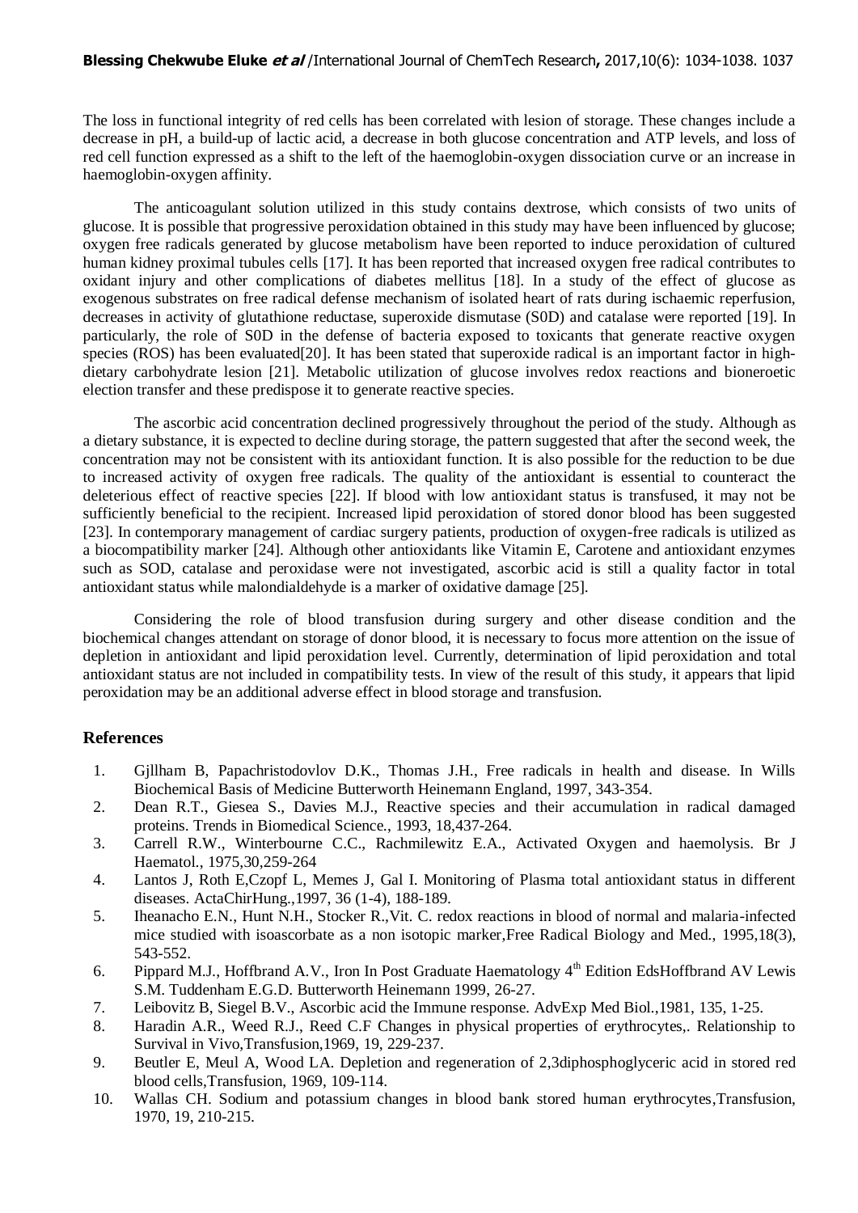The loss in functional integrity of red cells has been correlated with lesion of storage. These changes include a decrease in pH, a build-up of lactic acid, a decrease in both glucose concentration and ATP levels, and loss of red cell function expressed as a shift to the left of the haemoglobin-oxygen dissociation curve or an increase in haemoglobin-oxygen affinity.

The anticoagulant solution utilized in this study contains dextrose, which consists of two units of glucose. It is possible that progressive peroxidation obtained in this study may have been influenced by glucose; oxygen free radicals generated by glucose metabolism have been reported to induce peroxidation of cultured human kidney proximal tubules cells [17]. It has been reported that increased oxygen free radical contributes to oxidant injury and other complications of diabetes mellitus [18]. In a study of the effect of glucose as exogenous substrates on free radical defense mechanism of isolated heart of rats during ischaemic reperfusion, decreases in activity of glutathione reductase, superoxide dismutase (S0D) and catalase were reported [19]. In particularly, the role of S0D in the defense of bacteria exposed to toxicants that generate reactive oxygen species (ROS) has been evaluated[20]. It has been stated that superoxide radical is an important factor in high-dietary carbohydrate lesion [21]. Metabolic utilization of glucose involves redox reactions and bioneroetic election transfer and these predispose it to generate reactive species.

The ascorbic acid concentration declined progressively throughout the period of the study. Although as a dietary substance, it is expected to decline during storage, the pattern suggested that after the second week, the concentration may not be consistent with its antioxidant function. It is also possible for the reduction to be due to increased activity of oxygen free radicals. The quality of the antioxidant is essential to counteract the deleterious effect of reactive species [22]. If blood with low antioxidant status is transfused, it may not be sufficiently beneficial to the recipient. Increased lipid peroxidation of stored donor blood has been suggested [23]. In contemporary management of cardiac surgery patients, production of oxygen-free radicals is utilized as a biocompatibility marker [24]. Although other antioxidants like Vitamin E, Carotene and antioxidant enzymes such as SOD, catalase and peroxidase were not investigated, ascorbic acid is still a quality factor in total antioxidant status while malondialdehyde is a marker of oxidative damage [25].

Considering the role of blood transfusion during surgery and other disease condition and the biochemical changes attendant on storage of donor blood, it is necessary to focus more attention on the issue of depletion in antioxidant and lipid peroxidation level. Currently, determination of lipid peroxidation and total antioxidant status are not included in compatibility tests. In view of the result of this study, it appears that lipid peroxidation may be an additional adverse effect in blood storage and transfusion.

## References

1. Gjllham B, Papachristodovlov D.K., Thomas J.H., Free radicals in health and disease. In Wills Biochemical Basis of Medicine Butterworth Heinemann England, 1997, 343-354.
2. Dean R.T., Giesea S., Davies M.J., Reactive species and their accumulation in radical damaged proteins. Trends in Biomedical Science., 1993, 18,437-264.
3. Carrell R.W., Winterbourne C.C., Rachmilewitz E.A., Activated Oxygen and haemolysis. Br J Haematol., 1975,30,259-264
4. Lantos J, Roth E,Czopf L, Memes J, Gal I. Monitoring of Plasma total antioxidant status in different diseases. ActaChirHung.,1997, 36 (1-4), 188-189.
5. Iheanacho E.N., Hunt N.H., Stocker R.,Vit. C. redox reactions in blood of normal and malaria-infected mice studied with isoascorbate as a non isotopic marker,Free Radical Biology and Med., 1995,18(3), 543-552.
6. Pippard M.J., Hoffbrand A.V., Iron In Post Graduate Haematology 4th Edition EdsHoffbrand AV Lewis S.M. Tuddenham E.G.D. Butterworth Heinemann 1999, 26-27.
7. Leibovitz B, Siegel B.V., Ascorbic acid the Immune response. AdvExp Med Biol.,1981, 135, 1-25.
8. Haradin A.R., Weed R.J., Reed C.F Changes in physical properties of erythrocytes,. Relationship to Survival in Vivo,Transfusion,1969, 19, 229-237.
9. Beutler E, Meul A, Wood LA. Depletion and regeneration of 2,3diphosphoglyceric acid in stored red blood cells,Transfusion, 1969, 109-114.
10. Wallas CH. Sodium and potassium changes in blood bank stored human erythrocytes,Transfusion, 1970, 19, 210-215.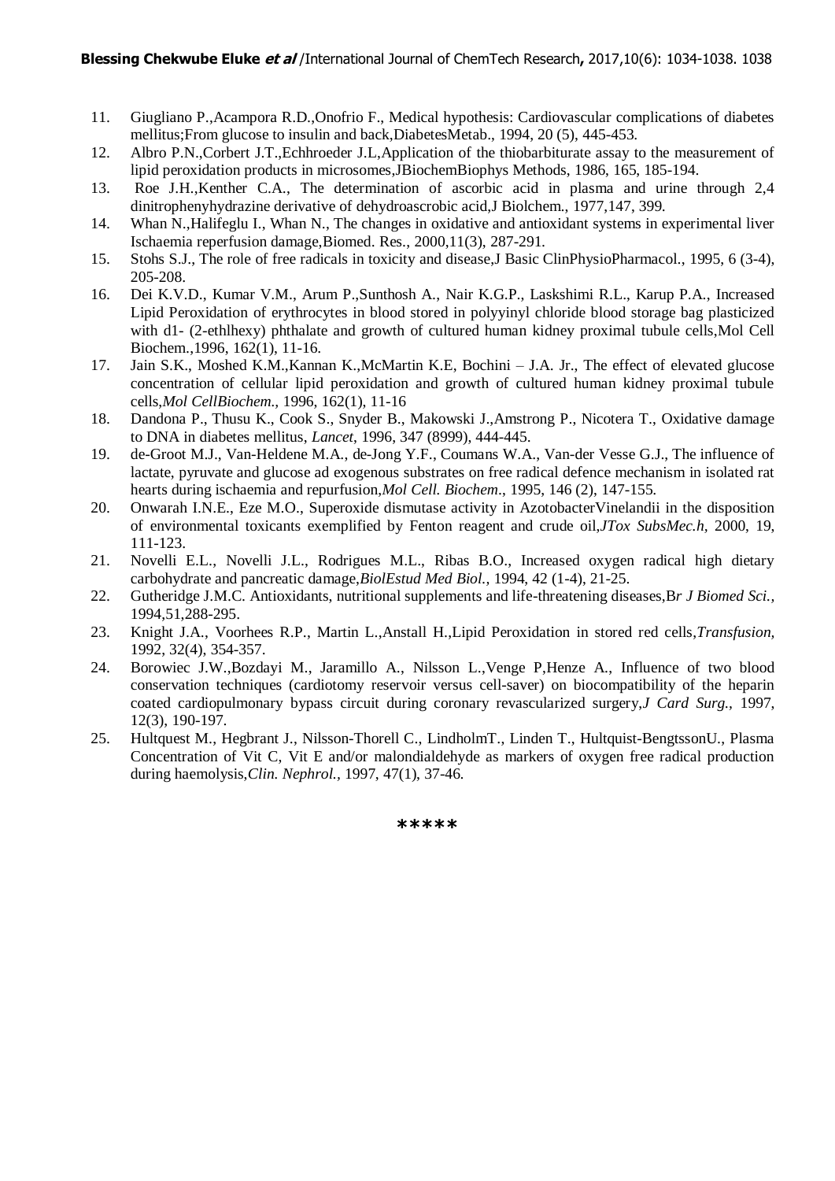11. Giugliano P.,Acampora R.D.,Onofrio F., Medical hypothesis: Cardiovascular complications of diabetes mellitus;From glucose to insulin and back,DiabetesMetab., 1994, 20 (5), 445-453.
12. Albro P.N.,Corbert J.T.,Echhroeder J.L,Application of the thiobarbiturate assay to the measurement of lipid peroxidation products in microsomes,JBiochemBiophys Methods, 1986, 165, 185-194.
13. Roe J.H.,Kenther C.A., The determination of ascorbic acid in plasma and urine through 2,4 dinitrophenyhydrazine derivative of dehydroascrobic acid,J Biolchem., 1977,147, 399.
14. Whan N.,Halifeglu I., Whan N., The changes in oxidative and antioxidant systems in experimental liver Ischaemia reperfusion damage,Biomed. Res., 2000,11(3), 287-291.
15. Stohs S.J., The role of free radicals in toxicity and disease,J Basic ClinPhysioPharmacol., 1995, 6 (3-4), 205-208.
16. Dei K.V.D., Kumar V.M., Arum P.,Sunthosh A., Nair K.G.P., Laskshimi R.L., Karup P.A., Increased Lipid Peroxidation of erythrocytes in blood stored in polyyinyl chloride blood storage bag plasticized with d1- (2-ethlhexy) phthalate and growth of cultured human kidney proximal tubule cells,Mol Cell Biochem.,1996, 162(1), 11-16.
17. Jain S.K., Moshed K.M.,Kannan K.,McMartin K.E, Bochini – J.A. Jr., The effect of elevated glucose concentration of cellular lipid peroxidation and growth of cultured human kidney proximal tubule cells,*Mol CellBiochem.,* 1996, 162(1), 11-16
18. Dandona P., Thusu K., Cook S., Snyder B., Makowski J.,Amstrong P., Nicotera T., Oxidative damage to DNA in diabetes mellitus, *Lancet*, 1996, 347 (8999), 444-445.
19. de-Groot M.J., Van-Heldene M.A., de-Jong Y.F., Coumans W.A., Van-der Vesse G.J., The influence of lactate, pyruvate and glucose ad exogenous substrates on free radical defence mechanism in isolated rat hearts during ischaemia and repurfusion,*Mol Cell. Biochem*., 1995, 146 (2), 147-155.
20. Onwarah I.N.E., Eze M.O., Superoxide dismutase activity in AzotobacterVinelandii in the disposition of environmental toxicants exemplified by Fenton reagent and crude oil,*JTox SubsMec.h*, 2000, 19, 111-123.
21. Novelli E.L., Novelli J.L., Rodrigues M.L., Ribas B.O., Increased oxygen radical high dietary carbohydrate and pancreatic damage,*BiolEstud Med Biol.*, 1994, 42 (1-4), 21-25.
22. Gutheridge J.M.C. Antioxidants, nutritional supplements and life-threatening diseases,B*r J Biomed Sci.,* 1994,51,288-295.
23. Knight J.A., Voorhees R.P., Martin L.,Anstall H.,Lipid Peroxidation in stored red cells,*Transfusion,* 1992, 32(4), 354-357.
24. Borowiec J.W.,Bozdayi M., Jaramillo A., Nilsson L.,Venge P,Henze A., Influence of two blood conservation techniques (cardiotomy reservoir versus cell-saver) on biocompatibility of the heparin coated cardiopulmonary bypass circuit during coronary revascularized surgery,*J Card Surg.,* 1997, 12(3), 190-197.
25. Hultquest M., Hegbrant J., Nilsson-Thorell C., LindholmT., Linden T., Hultquist-BengtssonU., Plasma Concentration of Vit C, Vit E and/or malondialdehyde as markers of oxygen free radical production during haemolysis,*Clin. Nephrol.*, 1997, 47(1), 37-46.

*****